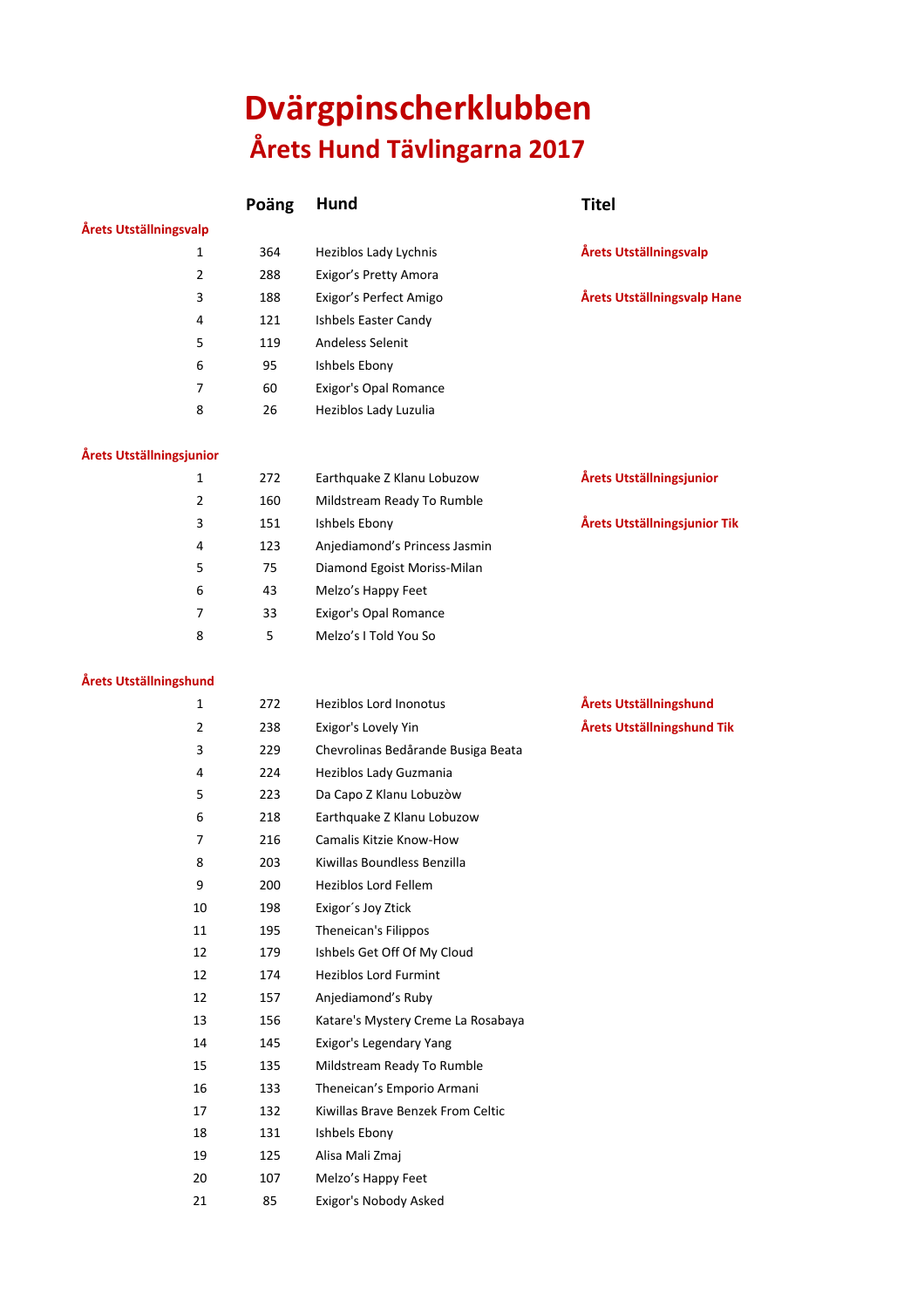# Dvärgpinscherklubben

## Årets Hund Tävlingarna 2017

| | Poäng | Hund | Titel |
|---|---|---|---|
| **Årets Utställningsvalp** | | | |
| 1 | 364 | Heziblos Lady Lychnis | **Årets Utställningsvalp** |
| 2 | 288 | Exigor's Pretty Amora | |
| 3 | 188 | Exigor's Perfect Amigo | **Årets Utställningsvalp Hane** |
| 4 | 121 | Ishbels Easter Candy | |
| 5 | 119 | Andeless Selenit | |
| 6 | 95 | Ishbels Ebony | |
| 7 | 60 | Exigor's Opal Romance | |
| 8 | 26 | Heziblos Lady Luzulia | |
| **Årets Utställningsjunior** | | | |
| 1 | 272 | Earthquake Z Klanu Lobuzow | **Årets Utställningsjunior** |
| 2 | 160 | Mildstream Ready To Rumble | |
| 3 | 151 | Ishbels Ebony | **Årets Utställningsjunior Tik** |
| 4 | 123 | Anjediamond's Princess Jasmin | |
| 5 | 75 | Diamond Egoist Moriss-Milan | |
| 6 | 43 | Melzo's Happy Feet | |
| 7 | 33 | Exigor's Opal Romance | |
| 8 | 5 | Melzo's I Told You So | |
| **Årets Utställningshund** | | | |
| 1 | 272 | Heziblos Lord Inonotus | **Årets Utställningshund** |
| 2 | 238 | Exigor's Lovely Yin | **Årets Utställningshund Tik** |
| 3 | 229 | Chevrolinas Bedårande Busiga Beata | |
| 4 | 224 | Heziblos Lady Guzmania | |
| 5 | 223 | Da Capo Z Klanu Lobuzòw | |
| 6 | 218 | Earthquake Z Klanu Lobuzow | |
| 7 | 216 | Camalis Kitzie Know-How | |
| 8 | 203 | Kiwillas Boundless Benzilla | |
| 9 | 200 | Heziblos Lord Fellem | |
| 10 | 198 | Exigor´s Joy Ztick | |
| 11 | 195 | Theneican's Filippos | |
| 12 | 179 | Ishbels Get Off Of My Cloud | |
| 12 | 174 | Heziblos Lord Furmint | |
| 12 | 157 | Anjediamond's Ruby | |
| 13 | 156 | Katare's Mystery Creme La Rosabaya | |
| 14 | 145 | Exigor's Legendary Yang | |
| 15 | 135 | Mildstream Ready To Rumble | |
| 16 | 133 | Theneican's Emporio Armani | |
| 17 | 132 | Kiwillas Brave Benzek From Celtic | |
| 18 | 131 | Ishbels Ebony | |
| 19 | 125 | Alisa Mali Zmaj | |
| 20 | 107 | Melzo's Happy Feet | |
| 21 | 85 | Exigor's Nobody Asked | |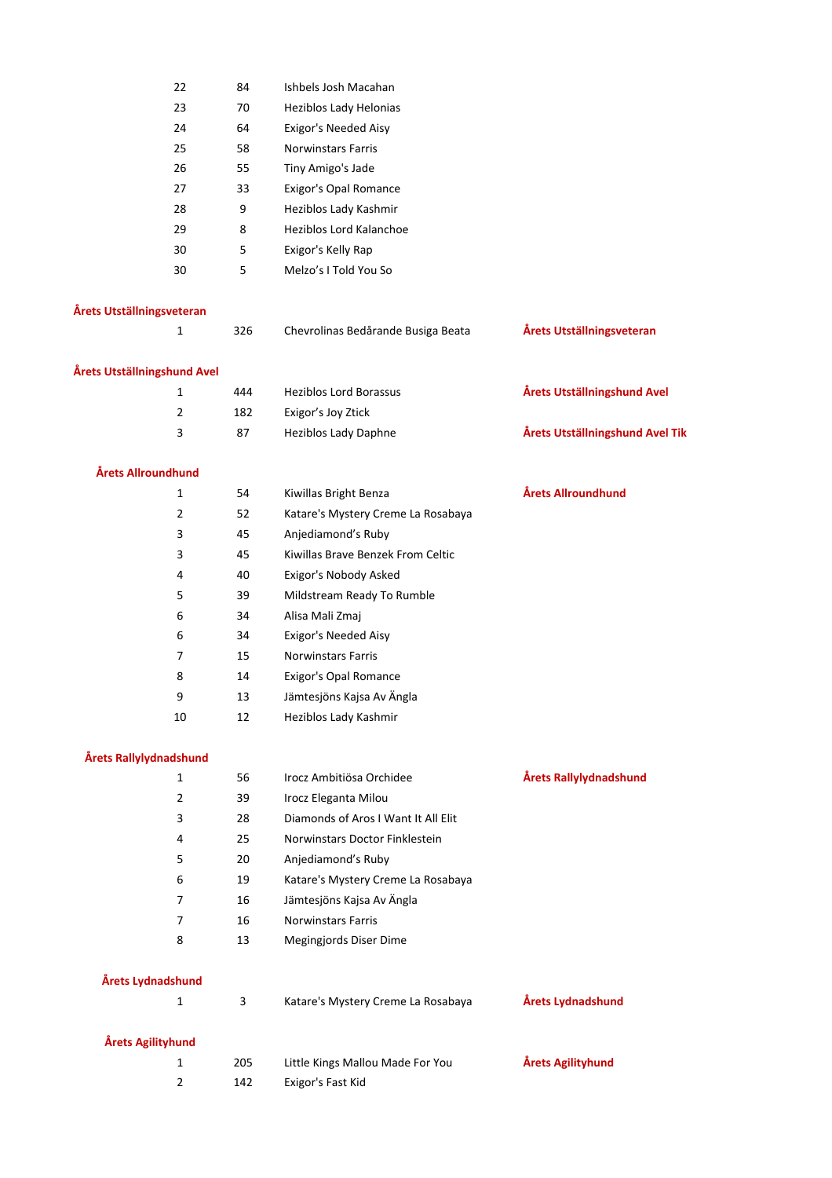| | | | |
|---|---|---|---|
| 22 | 84 | Ishbels Josh Macahan | |
| 23 | 70 | Heziblos Lady Helonias | |
| 24 | 64 | Exigor's Needed Aisy | |
| 25 | 58 | Norwinstars Farris | |
| 26 | 55 | Tiny Amigo's Jade | |
| 27 | 33 | Exigor's Opal Romance | |
| 28 | 9 | Heziblos Lady Kashmir | |
| 29 | 8 | Heziblos Lord Kalanchoe | |
| 30 | 5 | Exigor's Kelly Rap | |
| 30 | 5 | Melzo's I Told You So | |

**Årets Utställningsveteran**

| | | | |
|---|---|---|---|
| 1 | 326 | Chevrolinas Bedårande Busiga Beata | **Årets Utställningsveteran** |

**Årets Utställningshund Avel**

| | | | |
|---|---|---|---|
| 1 | 444 | Heziblos Lord Borassus | **Årets Utställningshund Avel** |
| 2 | 182 | Exigor's Joy Ztick | |
| 3 | 87 | Heziblos Lady Daphne | **Årets Utställningshund Avel Tik** |

**Årets Allroundhund**

| | | | |
|---|---|---|---|
| 1 | 54 | Kiwillas Bright Benza | **Årets Allroundhund** |
| 2 | 52 | Katare's Mystery Creme La Rosabaya | |
| 3 | 45 | Anjediamond's Ruby | |
| 3 | 45 | Kiwillas Brave Benzek From Celtic | |
| 4 | 40 | Exigor's Nobody Asked | |
| 5 | 39 | Mildstream Ready To Rumble | |
| 6 | 34 | Alisa Mali Zmaj | |
| 6 | 34 | Exigor's Needed Aisy | |
| 7 | 15 | Norwinstars Farris | |
| 8 | 14 | Exigor's Opal Romance | |
| 9 | 13 | Jämtesjöns Kajsa Av Ängla | |
| 10 | 12 | Heziblos Lady Kashmir | |

**Årets Rallylydnadshund**

| | | | |
|---|---|---|---|
| 1 | 56 | Irocz Ambitiösa Orchidee | **Årets Rallylydnadshund** |
| 2 | 39 | Irocz Eleganta Milou | |
| 3 | 28 | Diamonds of Aros I Want It All Elit | |
| 4 | 25 | Norwinstars Doctor Finklestein | |
| 5 | 20 | Anjediamond's Ruby | |
| 6 | 19 | Katare's Mystery Creme La Rosabaya | |
| 7 | 16 | Jämtesjöns Kajsa Av Ängla | |
| 7 | 16 | Norwinstars Farris | |
| 8 | 13 | Megingjords Diser Dime | |

**Årets Lydnadshund**

| | | | |
|---|---|---|---|
| 1 | 3 | Katare's Mystery Creme La Rosabaya | **Årets Lydnadshund** |

**Årets Agilityhund**

| | | | |
|---|---|---|---|
| 1 | 205 | Little Kings Mallou Made For You | **Årets Agilityhund** |
| 2 | 142 | Exigor's Fast Kid | |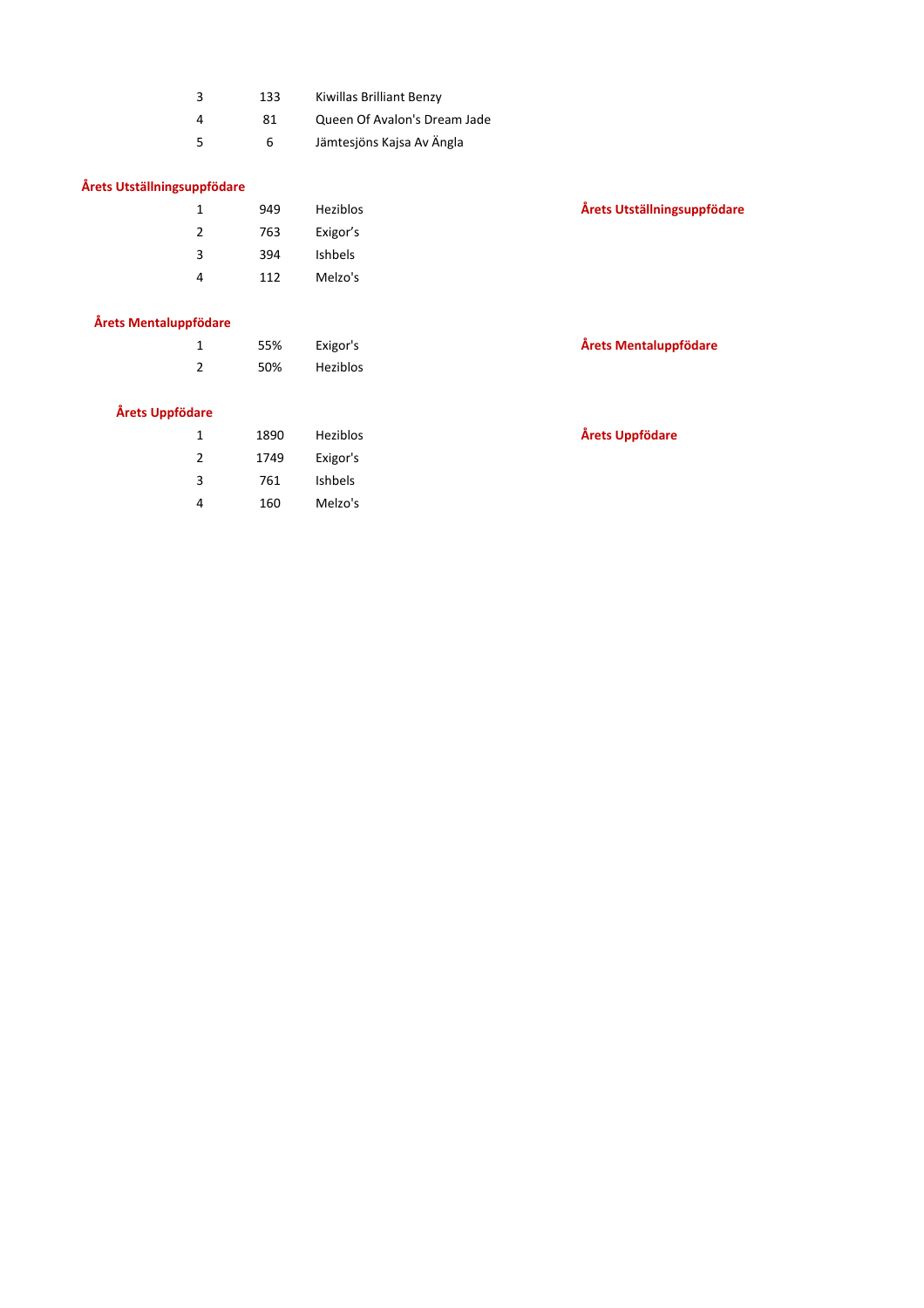| | | |
|---|---|---|
| 3 | 133 | Kiwillas Brilliant Benzy |
| 4 | 81 | Queen Of Avalon's Dream Jade |
| 5 | 6 | Jämtesjöns Kajsa Av Ängla |

**Årets Utställningsuppfödare**

| | | |
|---|---|---|
| 1 | 949 | Heziblos |
| 2 | 763 | Exigor's |
| 3 | 394 | Ishbels |
| 4 | 112 | Melzo's |

**Årets Utställningsuppfödare**

**Årets Mentaluppfödare**

| | | |
|---|---|---|
| 1 | 55% | Exigor's |
| 2 | 50% | Heziblos |

**Årets Mentaluppfödare**

**Årets Uppfödare**

| | | |
|---|---|---|
| 1 | 1890 | Heziblos |
| 2 | 1749 | Exigor's |
| 3 | 761 | Ishbels |
| 4 | 160 | Melzo's |

**Årets Uppfödare**